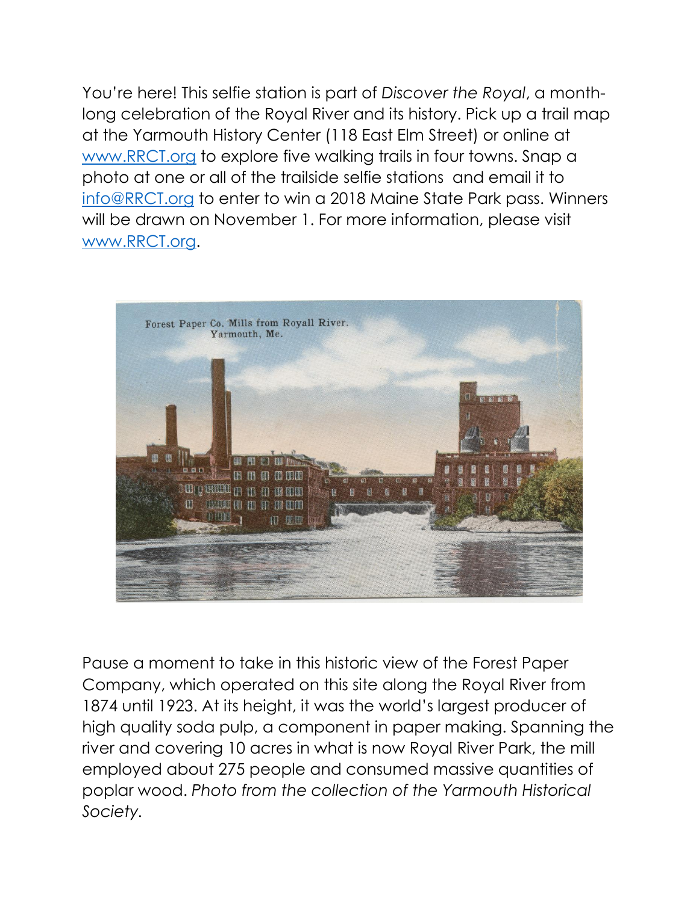You're here! This selfie station is part of *Discover the Royal*, a month-long celebration of the Royal River and its history. Pick up a trail map at the Yarmouth History Center (118 East Elm Street) or online at [www.RRCT.org](http://www.RRCT.org) to explore five walking trails in four towns. Snap a photo at one or all of the trailside selfie stations and email it to [info@RRCT.org](mailto:info@RRCT.org) to enter to win a 2018 Maine State Park pass. Winners will be drawn on November 1. For more information, please visit [www.RRCT.org](http://www.RRCT.org).

Pause a moment to take in this historic view of the Forest Paper Company, which operated on this site along the Royal River from 1874 until 1923. At its height, it was the world's largest producer of high quality soda pulp, a component in paper making. Spanning the river and covering 10 acres in what is now Royal River Park, the mill employed about 275 people and consumed massive quantities of poplar wood. *Photo from the collection of the Yarmouth Historical Society.*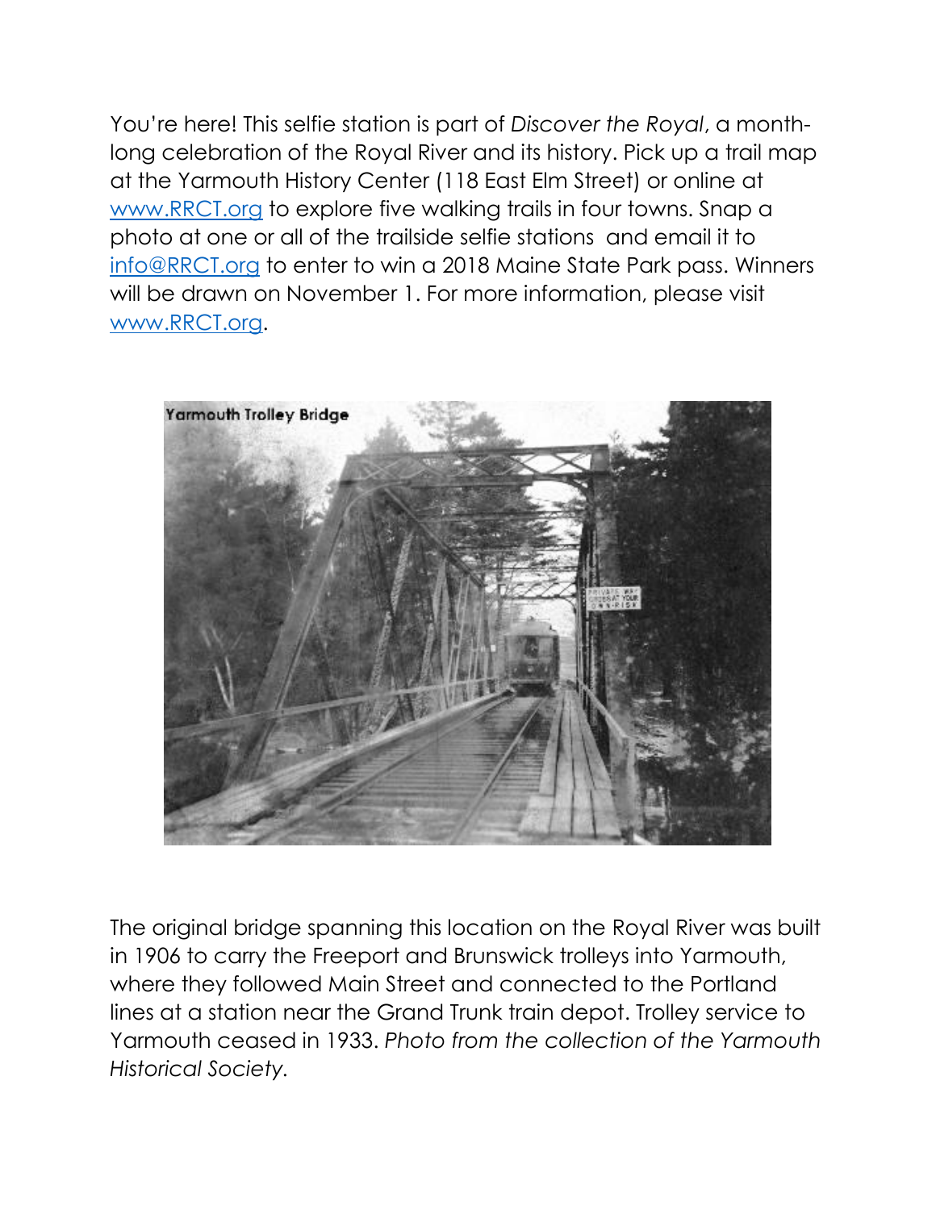You're here! This selfie station is part of *Discover the Royal*, a month-long celebration of the Royal River and its history. Pick up a trail map at the Yarmouth History Center (118 East Elm Street) or online at [www.RRCT.org](www.RRCT.org) to explore five walking trails in four towns. Snap a photo at one or all of the trailside selfie stations and email it to [info@RRCT.org](mailto:info@RRCT.org) to enter to win a 2018 Maine State Park pass. Winners will be drawn on November 1. For more information, please visit [www.RRCT.org](www.RRCT.org).

The original bridge spanning this location on the Royal River was built in 1906 to carry the Freeport and Brunswick trolleys into Yarmouth, where they followed Main Street and connected to the Portland lines at a station near the Grand Trunk train depot. Trolley service to Yarmouth ceased in 1933. *Photo from the collection of the Yarmouth Historical Society.*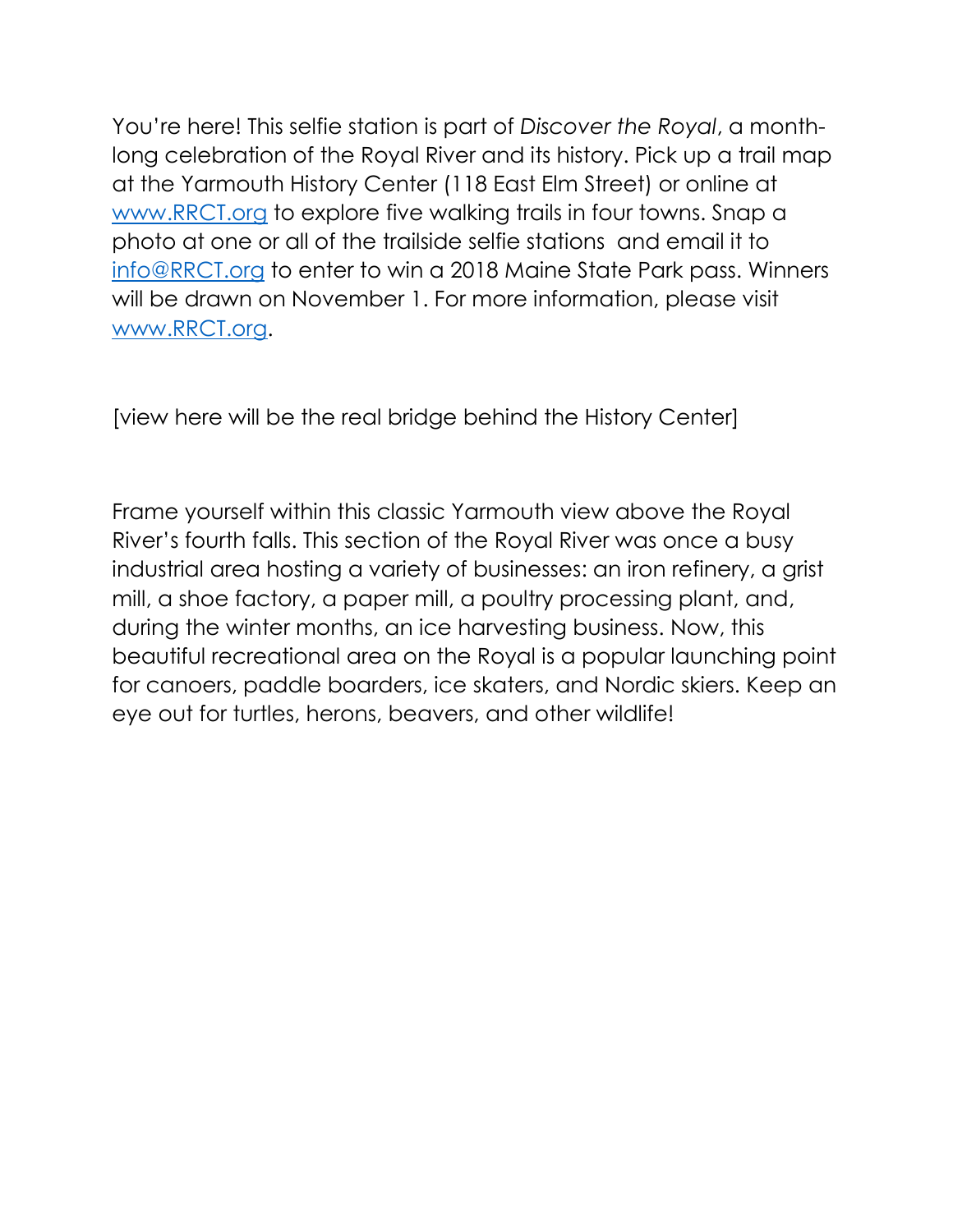You’re here! This selfie station is part of *Discover the Royal*, a month-long celebration of the Royal River and its history. Pick up a trail map at the Yarmouth History Center (118 East Elm Street) or online at [www.RRCT.org](http://www.RRCT.org) to explore five walking trails in four towns. Snap a photo at one or all of the trailside selfie stations and email it to [info@RRCT.org](mailto:info@RRCT.org) to enter to win a 2018 Maine State Park pass. Winners will be drawn on November 1. For more information, please visit [www.RRCT.org](http://www.RRCT.org).

[view here will be the real bridge behind the History Center]

Frame yourself within this classic Yarmouth view above the Royal River’s fourth falls. This section of the Royal River was once a busy industrial area hosting a variety of businesses: an iron refinery, a grist mill, a shoe factory, a paper mill, a poultry processing plant, and, during the winter months, an ice harvesting business. Now, this beautiful recreational area on the Royal is a popular launching point for canoers, paddle boarders, ice skaters, and Nordic skiers. Keep an eye out for turtles, herons, beavers, and other wildlife!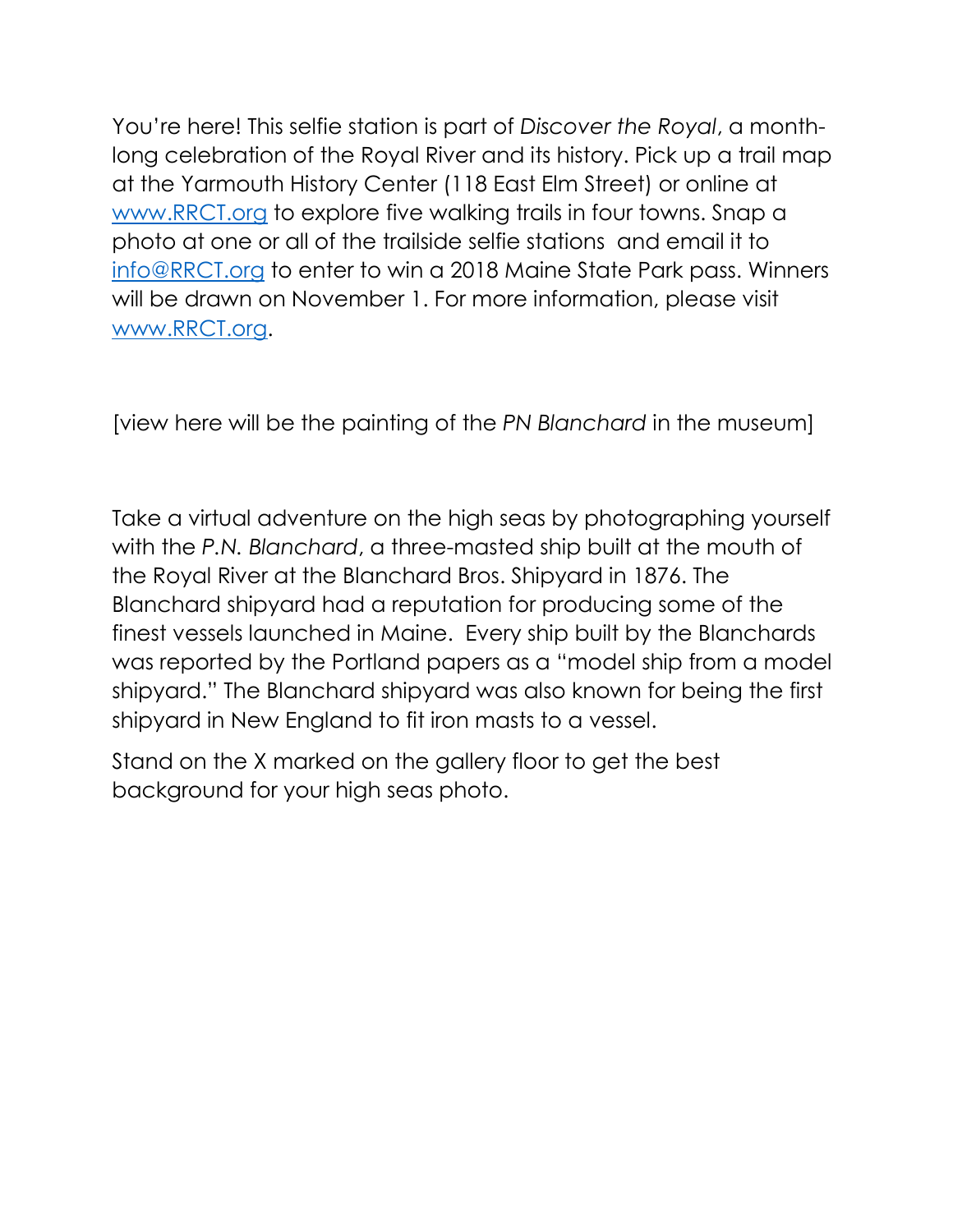You're here! This selfie station is part of *Discover the Royal*, a month-long celebration of the Royal River and its history. Pick up a trail map at the Yarmouth History Center (118 East Elm Street) or online at [www.RRCT.org](http://www.RRCT.org) to explore five walking trails in four towns. Snap a photo at one or all of the trailside selfie stations and email it to [info@RRCT.org](mailto:info@RRCT.org) to enter to win a 2018 Maine State Park pass. Winners will be drawn on November 1. For more information, please visit [www.RRCT.org](http://www.RRCT.org).

[view here will be the painting of the *PN Blanchard* in the museum]

Take a virtual adventure on the high seas by photographing yourself with the *P.N. Blanchard*, a three-masted ship built at the mouth of the Royal River at the Blanchard Bros. Shipyard in 1876. The Blanchard shipyard had a reputation for producing some of the finest vessels launched in Maine. Every ship built by the Blanchards was reported by the Portland papers as a "model ship from a model shipyard." The Blanchard shipyard was also known for being the first shipyard in New England to fit iron masts to a vessel.

Stand on the X marked on the gallery floor to get the best background for your high seas photo.